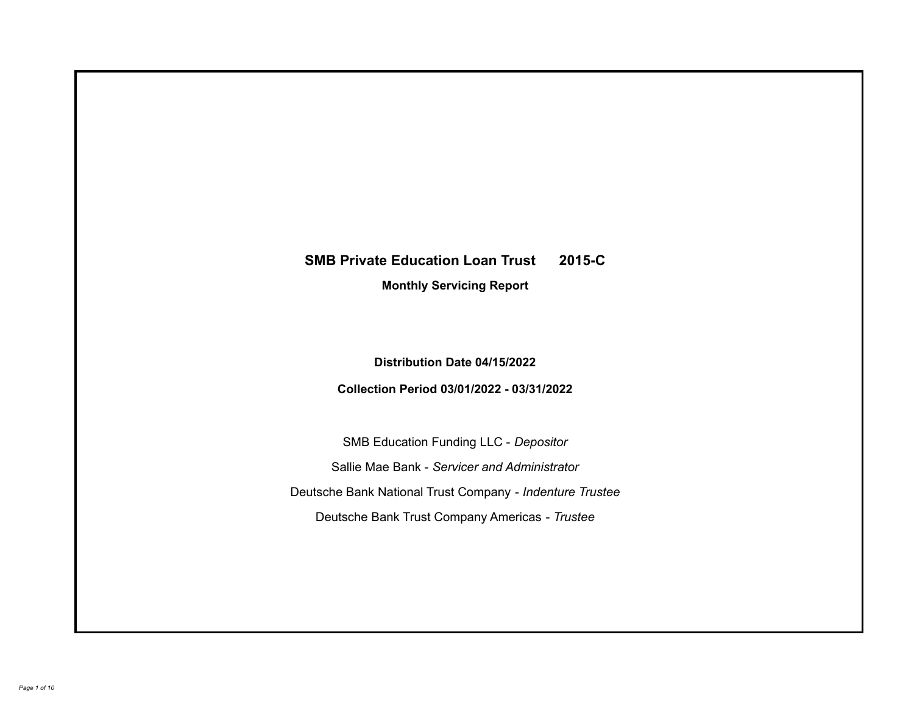# SMB Private Education Loan Trust 2015-C

## Monthly Servicing Report

**Distribution Date 04/15/2022**

**Collection Period 03/01/2022 - 03/31/2022**

SMB Education Funding LLC - *Depositor*

Sallie Mae Bank - *Servicer and Administrator*

Deutsche Bank National Trust Company - *Indenture Trustee*

Deutsche Bank Trust Company Americas - *Trustee*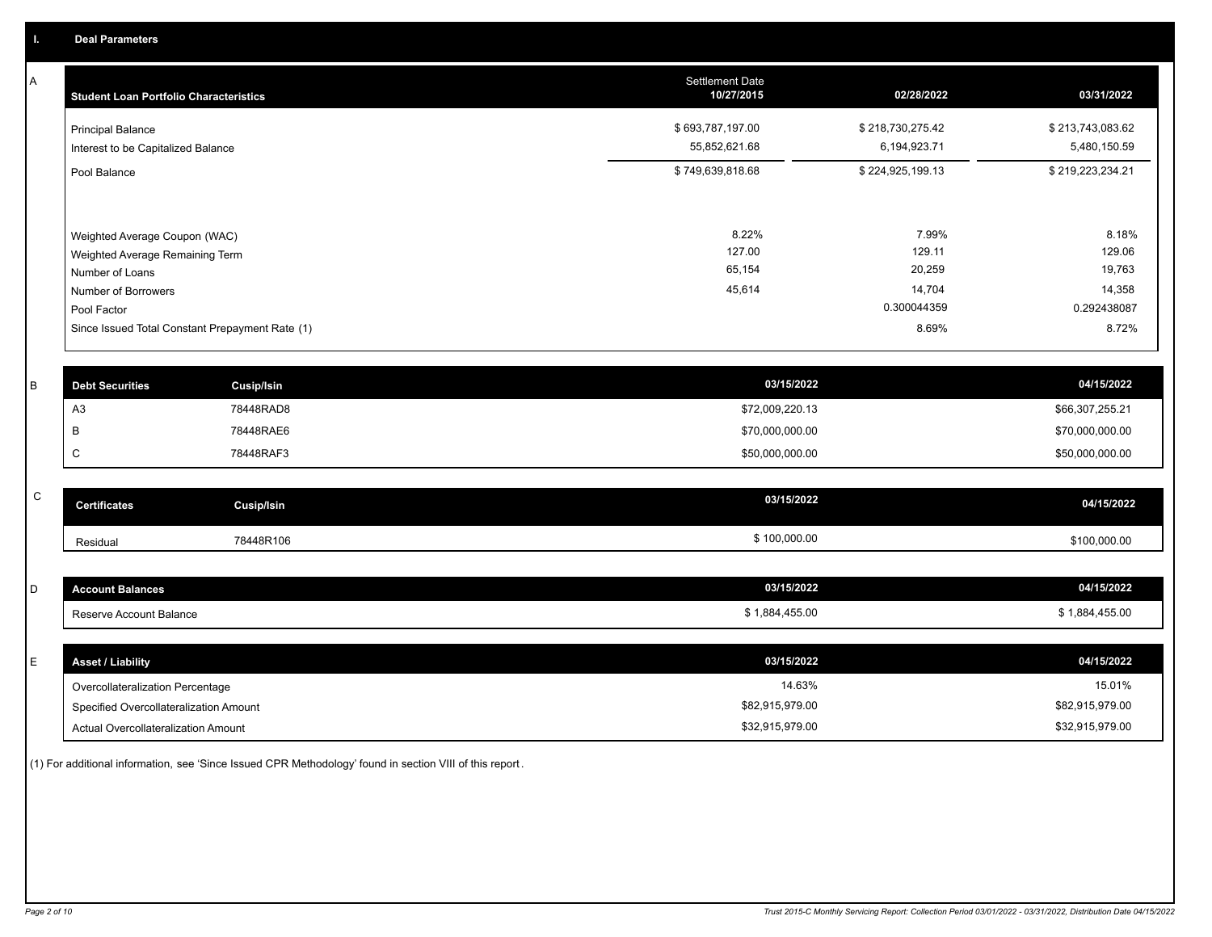## I. Deal Parameters

### A

| Student Loan Portfolio Characteristics | Settlement Date 10/27/2015 | 02/28/2022 | 03/31/2022 |
|---|---|---|---|
| Principal Balance | $ 693,787,197.00 | $ 218,730,275.42 | $ 213,743,083.62 |
| Interest to be Capitalized Balance | 55,852,621.68 | 6,194,923.71 | 5,480,150.59 |
| Pool Balance | $ 749,639,818.68 | $ 224,925,199.13 | $ 219,223,234.21 |
| Weighted Average Coupon (WAC) | 8.22% | 7.99% | 8.18% |
| Weighted Average Remaining Term | 127.00 | 129.11 | 129.06 |
| Number of Loans | 65,154 | 20,259 | 19,763 |
| Number of Borrowers | 45,614 | 14,704 | 14,358 |
| Pool Factor | | 0.300044359 | 0.292438087 |
| Since Issued Total Constant Prepayment Rate (1) | | 8.69% | 8.72% |

### B

| Debt Securities | Cusip/Isin | 03/15/2022 | 04/15/2022 |
|---|---|---|---|
| A3 | 78448RAD8 | $72,009,220.13 | $66,307,255.21 |
| B | 78448RAE6 | $70,000,000.00 | $70,000,000.00 |
| C | 78448RAF3 | $50,000,000.00 | $50,000,000.00 |

### C

| Certificates | Cusip/Isin | 03/15/2022 | 04/15/2022 |
|---|---|---|---|
| Residual | 78448R106 | $ 100,000.00 | $100,000.00 |

### D

| Account Balances | 03/15/2022 | 04/15/2022 |
|---|---|---|
| Reserve Account Balance | $ 1,884,455.00 | $ 1,884,455.00 |

### E

| Asset / Liability | 03/15/2022 | 04/15/2022 |
|---|---|---|
| Overcollateralization Percentage | 14.63% | 15.01% |
| Specified Overcollateralization Amount | $82,915,979.00 | $82,915,979.00 |
| Actual Overcollateralization Amount | $32,915,979.00 | $32,915,979.00 |

(1) For additional information, see 'Since Issued CPR Methodology' found in section VIII of this report.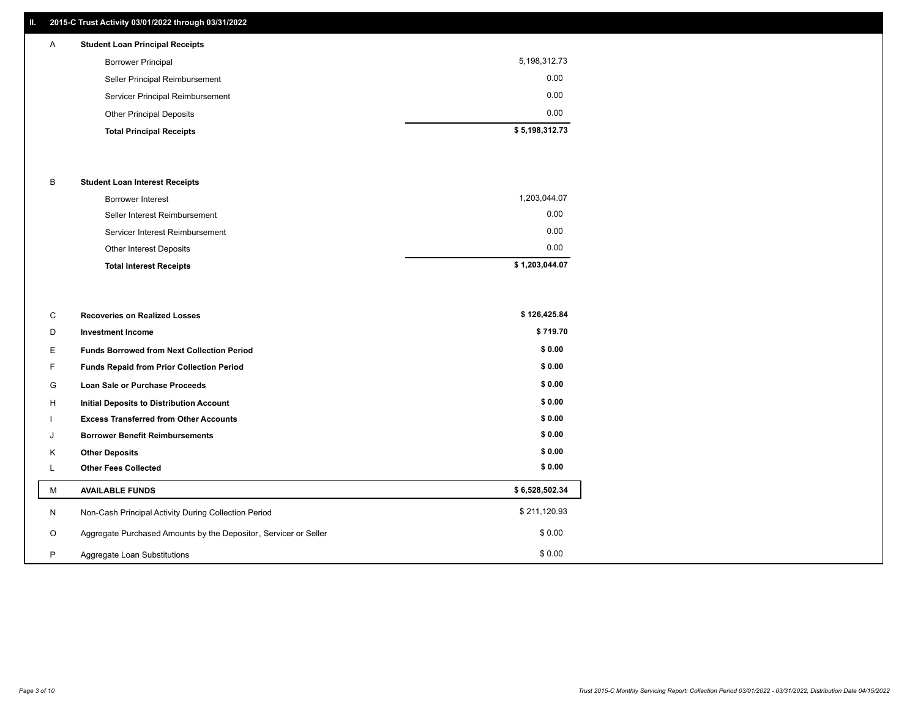## II. 2015-C Trust Activity 03/01/2022 through 03/31/2022

| | | |
|---|---|---|
| A | **Student Loan Principal Receipts** | |
| | Borrower Principal | 5,198,312.73 |
| | Seller Principal Reimbursement | 0.00 |
| | Servicer Principal Reimbursement | 0.00 |
| | Other Principal Deposits | 0.00 |
| | **Total Principal Receipts** | **$ 5,198,312.73** |
| B | **Student Loan Interest Receipts** | |
| | Borrower Interest | 1,203,044.07 |
| | Seller Interest Reimbursement | 0.00 |
| | Servicer Interest Reimbursement | 0.00 |
| | Other Interest Deposits | 0.00 |
| | **Total Interest Receipts** | **$ 1,203,044.07** |
| C | **Recoveries on Realized Losses** | **$ 126,425.84** |
| D | **Investment Income** | **$ 719.70** |
| E | **Funds Borrowed from Next Collection Period** | **$ 0.00** |
| F | **Funds Repaid from Prior Collection Period** | **$ 0.00** |
| G | **Loan Sale or Purchase Proceeds** | **$ 0.00** |
| H | **Initial Deposits to Distribution Account** | **$ 0.00** |
| I | **Excess Transferred from Other Accounts** | **$ 0.00** |
| J | **Borrower Benefit Reimbursements** | **$ 0.00** |
| K | **Other Deposits** | **$ 0.00** |
| L | **Other Fees Collected** | **$ 0.00** |
| M | **AVAILABLE FUNDS** | **$ 6,528,502.34** |
| N | Non-Cash Principal Activity During Collection Period | $ 211,120.93 |
| O | Aggregate Purchased Amounts by the Depositor, Servicer or Seller | $ 0.00 |
| P | Aggregate Loan Substitutions | $ 0.00 |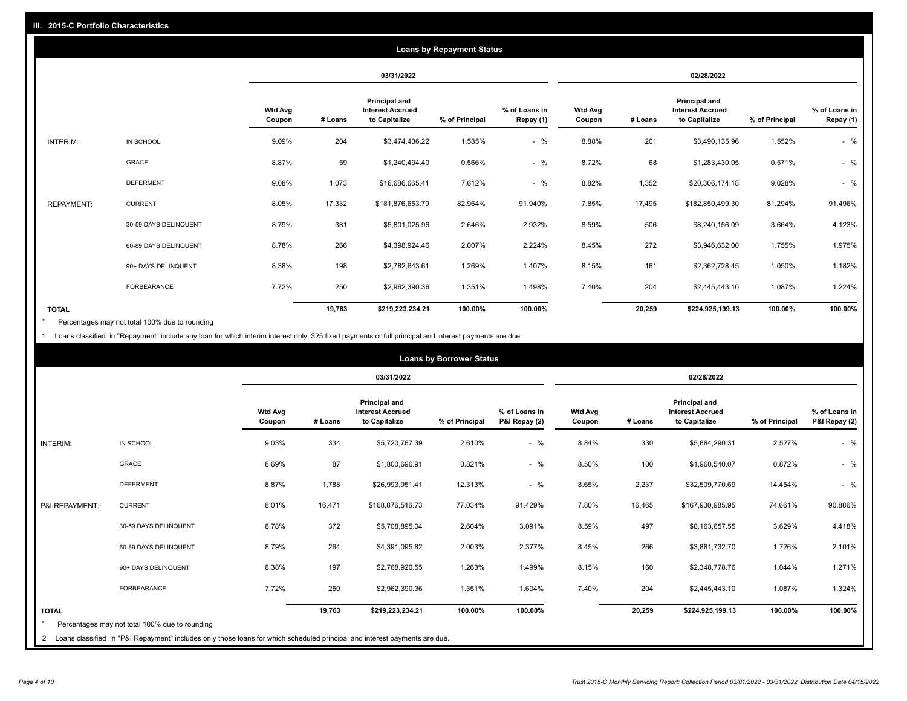## III. 2015-C Portfolio Characteristics

### Loans by Repayment Status

| | | 03/31/2022 | | | | | 02/28/2022 | | | | |
|---|---|---|---|---|---|---|---|---|---|---|---|
| | | Wtd Avg Coupon | # Loans | Principal and Interest Accrued to Capitalize | % of Principal | % of Loans in Repay (1) | Wtd Avg Coupon | # Loans | Principal and Interest Accrued to Capitalize | % of Principal | % of Loans in Repay (1) |
| INTERIM: | IN SCHOOL | 9.09% | 204 | $3,474,436.22 | 1.585% | - % | 8.88% | 201 | $3,490,135.96 | 1.552% | - % |
| | GRACE | 8.87% | 59 | $1,240,494.40 | 0.566% | - % | 8.72% | 68 | $1,283,430.05 | 0.571% | - % |
| | DEFERMENT | 9.08% | 1,073 | $16,686,665.41 | 7.612% | - % | 8.82% | 1,352 | $20,306,174.18 | 9.028% | - % |
| REPAYMENT: | CURRENT | 8.05% | 17,332 | $181,876,653.79 | 82.964% | 91.940% | 7.85% | 17,495 | $182,850,499.30 | 81.294% | 91.496% |
| | 30-59 DAYS DELINQUENT | 8.79% | 381 | $5,801,025.96 | 2.646% | 2.932% | 8.59% | 506 | $8,240,156.09 | 3.664% | 4.123% |
| | 60-89 DAYS DELINQUENT | 8.78% | 266 | $4,398,924.46 | 2.007% | 2.224% | 8.45% | 272 | $3,946,632.00 | 1.755% | 1.975% |
| | 90+ DAYS DELINQUENT | 8.38% | 198 | $2,782,643.61 | 1.269% | 1.407% | 8.15% | 161 | $2,362,728.45 | 1.050% | 1.182% |
| | FORBEARANCE | 7.72% | 250 | $2,962,390.36 | 1.351% | 1.498% | 7.40% | 204 | $2,445,443.10 | 1.087% | 1.224% |
| TOTAL | | | 19,763 | $219,223,234.21 | 100.00% | 100.00% | | 20,259 | $224,925,199.13 | 100.00% | 100.00% |

\* Percentages may not total 100% due to rounding

1 Loans classified in "Repayment" include any loan for which interim interest only, $25 fixed payments or full principal and interest payments are due.

### Loans by Borrower Status

| | | 03/31/2022 | | | | | 02/28/2022 | | | | |
|---|---|---|---|---|---|---|---|---|---|---|---|
| | | Wtd Avg Coupon | # Loans | Principal and Interest Accrued to Capitalize | % of Principal | % of Loans in P&I Repay (2) | Wtd Avg Coupon | # Loans | Principal and Interest Accrued to Capitalize | % of Principal | % of Loans in P&I Repay (2) |
| INTERIM: | IN SCHOOL | 9.03% | 334 | $5,720,767.39 | 2.610% | - % | 8.84% | 330 | $5,684,290.31 | 2.527% | - % |
| | GRACE | 8.69% | 87 | $1,800,696.91 | 0.821% | - % | 8.50% | 100 | $1,960,540.07 | 0.872% | - % |
| | DEFERMENT | 8.87% | 1,788 | $26,993,951.41 | 12.313% | - % | 8.65% | 2,237 | $32,509,770.69 | 14.454% | - % |
| P&I REPAYMENT: | CURRENT | 8.01% | 16,471 | $168,876,516.73 | 77.034% | 91.429% | 7.80% | 16,465 | $167,930,985.95 | 74.661% | 90.886% |
| | 30-59 DAYS DELINQUENT | 8.78% | 372 | $5,708,895.04 | 2.604% | 3.091% | 8.59% | 497 | $8,163,657.55 | 3.629% | 4.418% |
| | 60-89 DAYS DELINQUENT | 8.79% | 264 | $4,391,095.82 | 2.003% | 2.377% | 8.45% | 266 | $3,881,732.70 | 1.726% | 2.101% |
| | 90+ DAYS DELINQUENT | 8.38% | 197 | $2,768,920.55 | 1.263% | 1.499% | 8.15% | 160 | $2,348,778.76 | 1.044% | 1.271% |
| | FORBEARANCE | 7.72% | 250 | $2,962,390.36 | 1.351% | 1.604% | 7.40% | 204 | $2,445,443.10 | 1.087% | 1.324% |
| TOTAL | | | 19,763 | $219,223,234.21 | 100.00% | 100.00% | | 20,259 | $224,925,199.13 | 100.00% | 100.00% |

\* Percentages may not total 100% due to rounding

2 Loans classified in "P&I Repayment" includes only those loans for which scheduled principal and interest payments are due.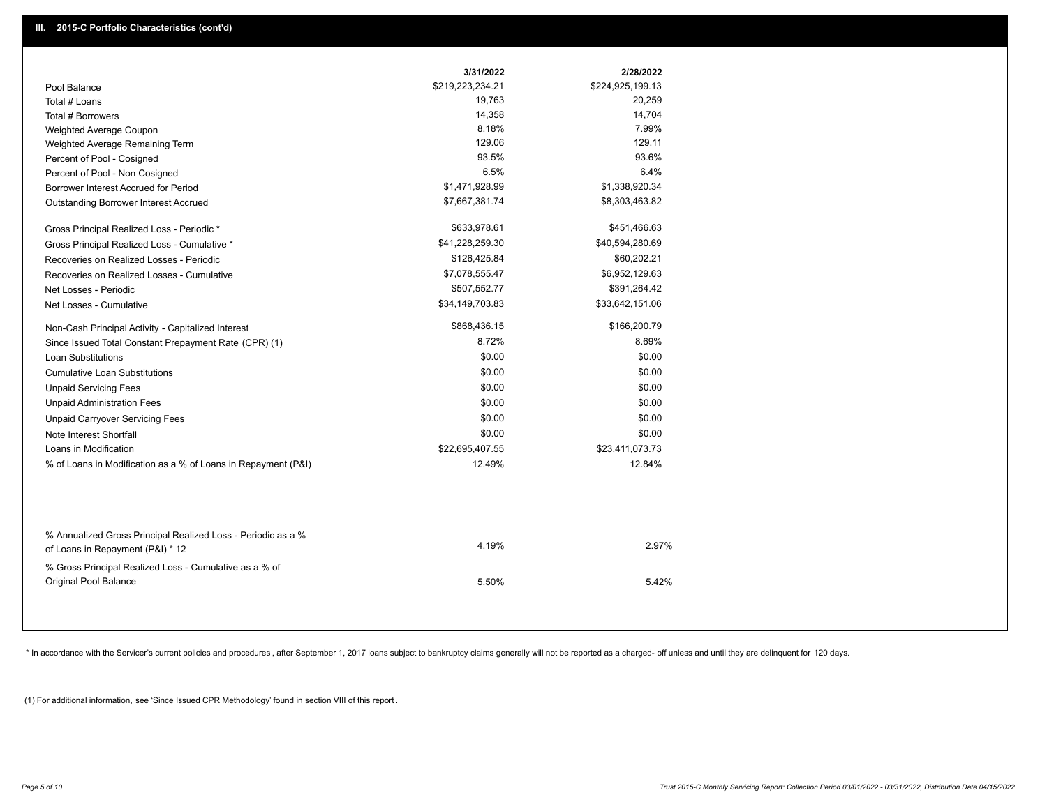## III. 2015-C Portfolio Characteristics (cont'd)

| | 3/31/2022 | 2/28/2022 |
|---|---|---|
| Pool Balance | $219,223,234.21 | $224,925,199.13 |
| Total # Loans | 19,763 | 20,259 |
| Total # Borrowers | 14,358 | 14,704 |
| Weighted Average Coupon | 8.18% | 7.99% |
| Weighted Average Remaining Term | 129.06 | 129.11 |
| Percent of Pool - Cosigned | 93.5% | 93.6% |
| Percent of Pool - Non Cosigned | 6.5% | 6.4% |
| Borrower Interest Accrued for Period | $1,471,928.99 | $1,338,920.34 |
| Outstanding Borrower Interest Accrued | $7,667,381.74 | $8,303,463.82 |
| Gross Principal Realized Loss - Periodic * | $633,978.61 | $451,466.63 |
| Gross Principal Realized Loss - Cumulative * | $41,228,259.30 | $40,594,280.69 |
| Recoveries on Realized Losses - Periodic | $126,425.84 | $60,202.21 |
| Recoveries on Realized Losses - Cumulative | $7,078,555.47 | $6,952,129.63 |
| Net Losses - Periodic | $507,552.77 | $391,264.42 |
| Net Losses - Cumulative | $34,149,703.83 | $33,642,151.06 |
| Non-Cash Principal Activity - Capitalized Interest | $868,436.15 | $166,200.79 |
| Since Issued Total Constant Prepayment Rate (CPR) (1) | 8.72% | 8.69% |
| Loan Substitutions | $0.00 | $0.00 |
| Cumulative Loan Substitutions | $0.00 | $0.00 |
| Unpaid Servicing Fees | $0.00 | $0.00 |
| Unpaid Administration Fees | $0.00 | $0.00 |
| Unpaid Carryover Servicing Fees | $0.00 | $0.00 |
| Note Interest Shortfall | $0.00 | $0.00 |
| Loans in Modification | $22,695,407.55 | $23,411,073.73 |
| % of Loans in Modification as a % of Loans in Repayment (P&I) | 12.49% | 12.84% |
| % Annualized Gross Principal Realized Loss - Periodic as a % of Loans in Repayment (P&I) * 12 | 4.19% | 2.97% |
| % Gross Principal Realized Loss - Cumulative as a % of Original Pool Balance | 5.50% | 5.42% |

* In accordance with the Servicer's current policies and procedures, after September 1, 2017 loans subject to bankruptcy claims generally will not be reported as a charged- off unless and until they are delinquent for 120 days.

(1) For additional information, see 'Since Issued CPR Methodology' found in section VIII of this report .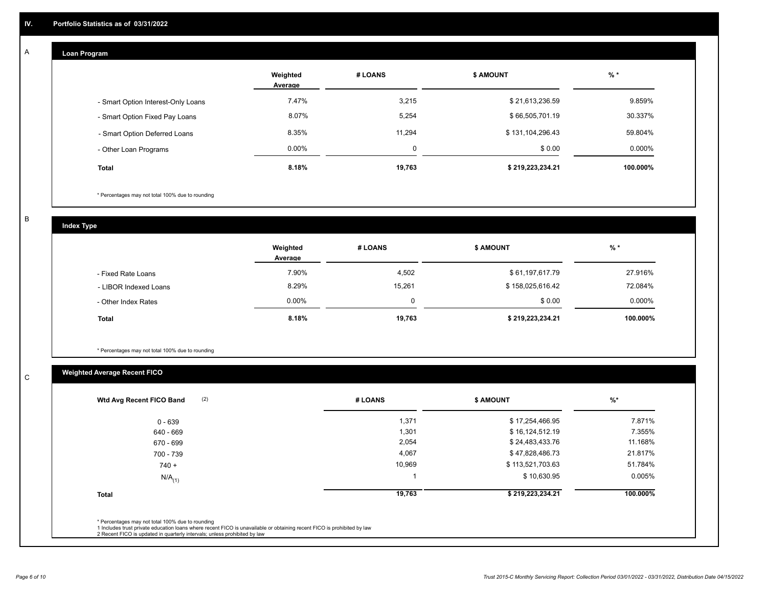## IV. Portfolio Statistics as of 03/31/2022

### A

#### Loan Program

| | Weighted Average | # LOANS | $ AMOUNT | % * |
|---|---|---|---|---|
| - Smart Option Interest-Only Loans | 7.47% | 3,215 | $ 21,613,236.59 | 9.859% |
| - Smart Option Fixed Pay Loans | 8.07% | 5,254 | $ 66,505,701.19 | 30.337% |
| - Smart Option Deferred Loans | 8.35% | 11,294 | $ 131,104,296.43 | 59.804% |
| - Other Loan Programs | 0.00% | 0 | $ 0.00 | 0.000% |
| **Total** | **8.18%** | **19,763** | **$ 219,223,234.21** | **100.000%** |

\* Percentages may not total 100% due to rounding

### B

#### Index Type

| | Weighted Average | # LOANS | $ AMOUNT | % * |
|---|---|---|---|---|
| - Fixed Rate Loans | 7.90% | 4,502 | $ 61,197,617.79 | 27.916% |
| - LIBOR Indexed Loans | 8.29% | 15,261 | $ 158,025,616.42 | 72.084% |
| - Other Index Rates | 0.00% | 0 | $ 0.00 | 0.000% |
| **Total** | **8.18%** | **19,763** | **$ 219,223,234.21** | **100.000%** |

\* Percentages may not total 100% due to rounding

### C

#### Weighted Average Recent FICO

| Wtd Avg Recent FICO Band (2) | # LOANS | $ AMOUNT | %* |
|---|---|---|---|
| 0 - 639 | 1,371 | $ 17,254,466.95 | 7.871% |
| 640 - 669 | 1,301 | $ 16,124,512.19 | 7.355% |
| 670 - 699 | 2,054 | $ 24,483,433.76 | 11.168% |
| 700 - 739 | 4,067 | $ 47,828,486.73 | 21.817% |
| 740 + | 10,969 | $ 113,521,703.63 | 51.784% |
| N/A(1) | 1 | $ 10,630.95 | 0.005% |
| **Total** | **19,763** | **$ 219,223,234.21** | **100.000%** |

\* Percentages may not total 100% due to rounding
1 Includes trust private education loans where recent FICO is unavailable or obtaining recent FICO is prohibited by law
2 Recent FICO is updated in quarterly intervals; unless prohibited by law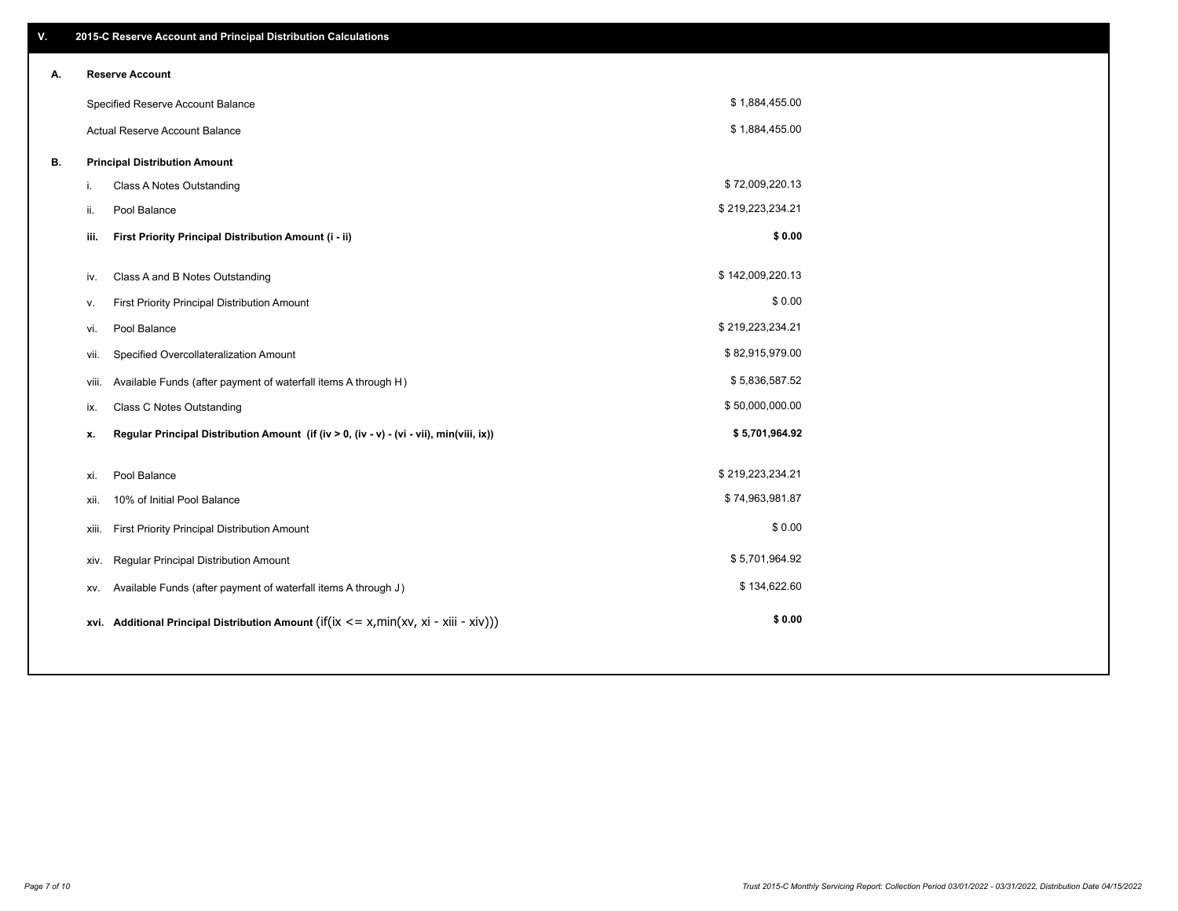## V. 2015-C Reserve Account and Principal Distribution Calculations

### A. Reserve Account

| | |
|---|---|
| Specified Reserve Account Balance | $ 1,884,455.00 |
| Actual Reserve Account Balance | $ 1,884,455.00 |

### B. Principal Distribution Amount

| | | |
|---|---|---|
| i. | Class A Notes Outstanding | $ 72,009,220.13 |
| ii. | Pool Balance | $ 219,223,234.21 |
| **iii.** | **First Priority Principal Distribution Amount (i - ii)** | **$ 0.00** |
| iv. | Class A and B Notes Outstanding | $ 142,009,220.13 |
| v. | First Priority Principal Distribution Amount | $ 0.00 |
| vi. | Pool Balance | $ 219,223,234.21 |
| vii. | Specified Overcollateralization Amount | $ 82,915,979.00 |
| viii. | Available Funds (after payment of waterfall items A through H) | $ 5,836,587.52 |
| ix. | Class C Notes Outstanding | $ 50,000,000.00 |
| **x.** | **Regular Principal Distribution Amount (if (iv > 0, (iv - v) - (vi - vii), min(viii, ix))** | **$ 5,701,964.92** |
| xi. | Pool Balance | $ 219,223,234.21 |
| xii. | 10% of Initial Pool Balance | $ 74,963,981.87 |
| xiii. | First Priority Principal Distribution Amount | $ 0.00 |
| xiv. | Regular Principal Distribution Amount | $ 5,701,964.92 |
| xv. | Available Funds (after payment of waterfall items A through J) | $ 134,622.60 |
| **xvi.** | **Additional Principal Distribution Amount** (if(ix <= x,min(xv, xi - xiii - xiv))) | **$ 0.00** |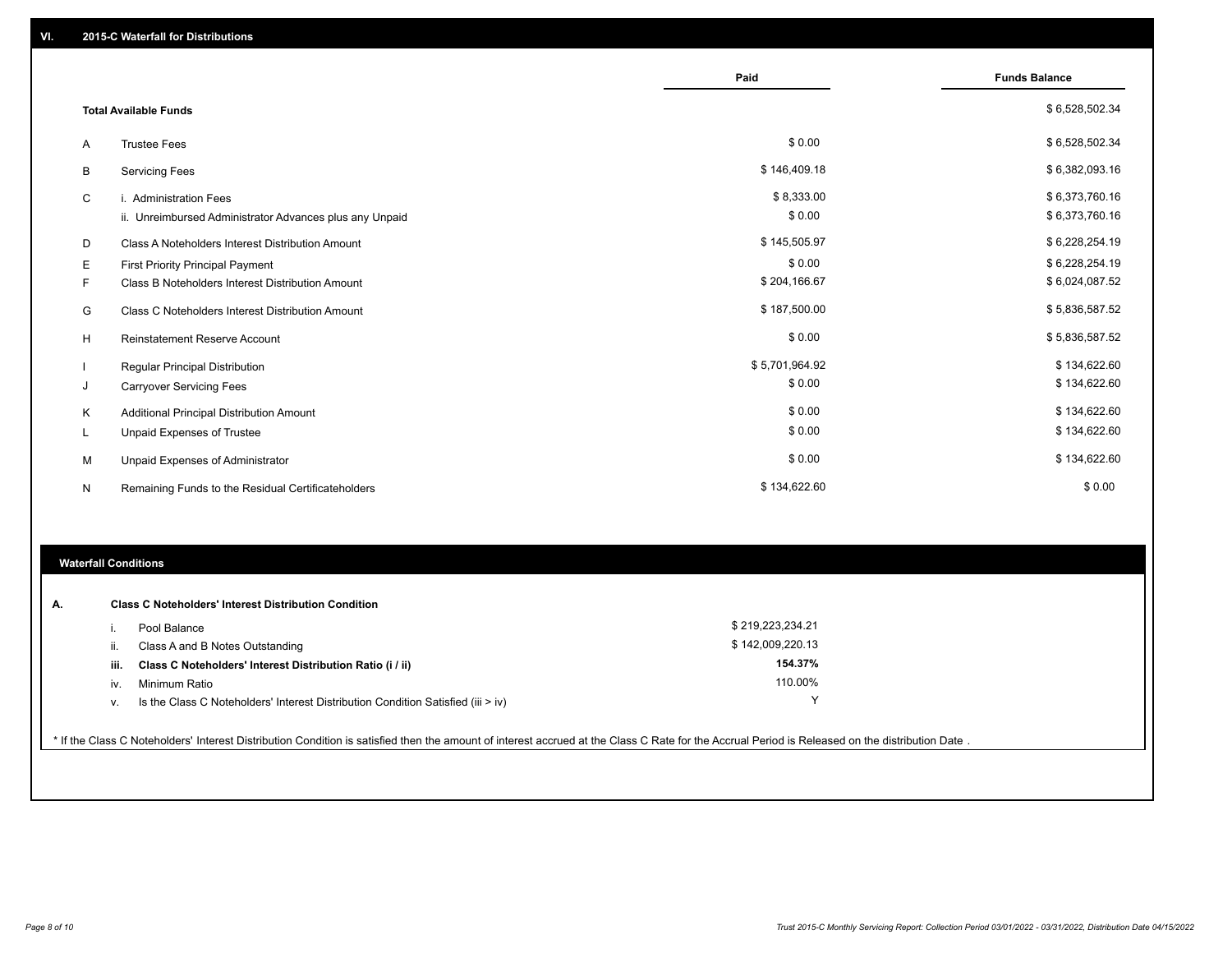## VI. 2015-C Waterfall for Distributions

| | | Paid | Funds Balance |
|---|---|---|---|
| | **Total Available Funds** | | $ 6,528,502.34 |
| A | Trustee Fees | $ 0.00 | $ 6,528,502.34 |
| B | Servicing Fees | $ 146,409.18 | $ 6,382,093.16 |
| C | i. Administration Fees | $ 8,333.00 | $ 6,373,760.16 |
| | ii. Unreimbursed Administrator Advances plus any Unpaid | $ 0.00 | $ 6,373,760.16 |
| D | Class A Noteholders Interest Distribution Amount | $ 145,505.97 | $ 6,228,254.19 |
| E | First Priority Principal Payment | $ 0.00 | $ 6,228,254.19 |
| F | Class B Noteholders Interest Distribution Amount | $ 204,166.67 | $ 6,024,087.52 |
| G | Class C Noteholders Interest Distribution Amount | $ 187,500.00 | $ 5,836,587.52 |
| H | Reinstatement Reserve Account | $ 0.00 | $ 5,836,587.52 |
| I | Regular Principal Distribution | $ 5,701,964.92 | $ 134,622.60 |
| J | Carryover Servicing Fees | $ 0.00 | $ 134,622.60 |
| K | Additional Principal Distribution Amount | $ 0.00 | $ 134,622.60 |
| L | Unpaid Expenses of Trustee | $ 0.00 | $ 134,622.60 |
| M | Unpaid Expenses of Administrator | $ 0.00 | $ 134,622.60 |
| N | Remaining Funds to the Residual Certificateholders | $ 134,622.60 | $ 0.00 |

### Waterfall Conditions

| | | |
|---|---|---|
| **A.** | **Class C Noteholders' Interest Distribution Condition** | |
| i. | Pool Balance | $ 219,223,234.21 |
| ii. | Class A and B Notes Outstanding | $ 142,009,220.13 |
| **iii.** | **Class C Noteholders' Interest Distribution Ratio (i / ii)** | **154.37%** |
| iv. | Minimum Ratio | 110.00% |
| v. | Is the Class C Noteholders' Interest Distribution Condition Satisfied (iii > iv) | Y |

* If the Class C Noteholders' Interest Distribution Condition is satisfied then the amount of interest accrued at the Class C Rate for the Accrual Period is Released on the distribution Date .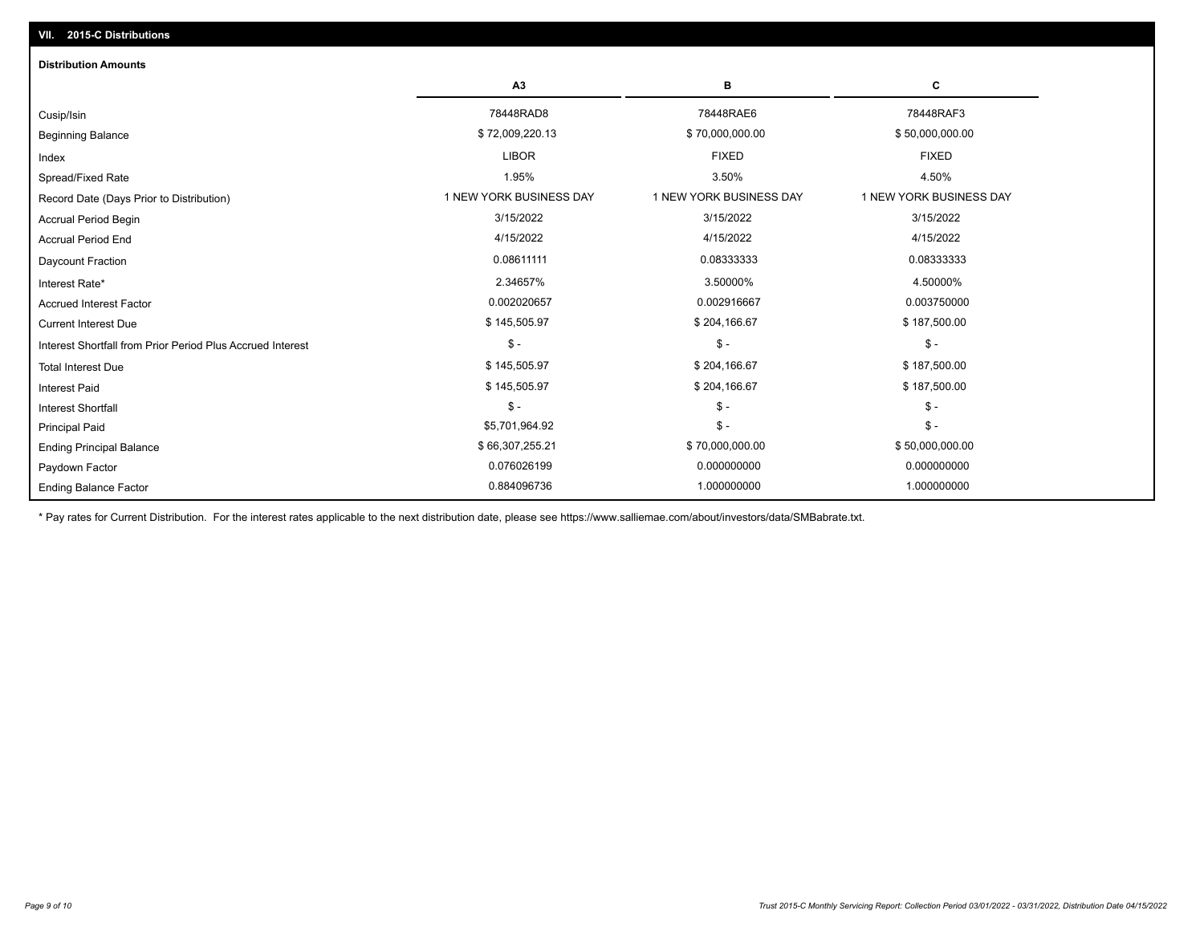## VII. 2015-C Distributions

### Distribution Amounts

| | A3 | B | C |
|---|---|---|---|
| Cusip/Isin | 78448RAD8 | 78448RAE6 | 78448RAF3 |
| Beginning Balance | $ 72,009,220.13 | $ 70,000,000.00 | $ 50,000,000.00 |
| Index | LIBOR | FIXED | FIXED |
| Spread/Fixed Rate | 1.95% | 3.50% | 4.50% |
| Record Date (Days Prior to Distribution) | 1 NEW YORK BUSINESS DAY | 1 NEW YORK BUSINESS DAY | 1 NEW YORK BUSINESS DAY |
| Accrual Period Begin | 3/15/2022 | 3/15/2022 | 3/15/2022 |
| Accrual Period End | 4/15/2022 | 4/15/2022 | 4/15/2022 |
| Daycount Fraction | 0.08611111 | 0.08333333 | 0.08333333 |
| Interest Rate* | 2.34657% | 3.50000% | 4.50000% |
| Accrued Interest Factor | 0.002020657 | 0.002916667 | 0.003750000 |
| Current Interest Due | $ 145,505.97 | $ 204,166.67 | $ 187,500.00 |
| Interest Shortfall from Prior Period Plus Accrued Interest | $ - | $ - | $ - |
| Total Interest Due | $ 145,505.97 | $ 204,166.67 | $ 187,500.00 |
| Interest Paid | $ 145,505.97 | $ 204,166.67 | $ 187,500.00 |
| Interest Shortfall | $ - | $ - | $ - |
| Principal Paid | $5,701,964.92 | $ - | $ - |
| Ending Principal Balance | $ 66,307,255.21 | $ 70,000,000.00 | $ 50,000,000.00 |
| Paydown Factor | 0.076026199 | 0.000000000 | 0.000000000 |
| Ending Balance Factor | 0.884096736 | 1.000000000 | 1.000000000 |

* Pay rates for Current Distribution. For the interest rates applicable to the next distribution date, please see https://www.salliemae.com/about/investors/data/SMBabrate.txt.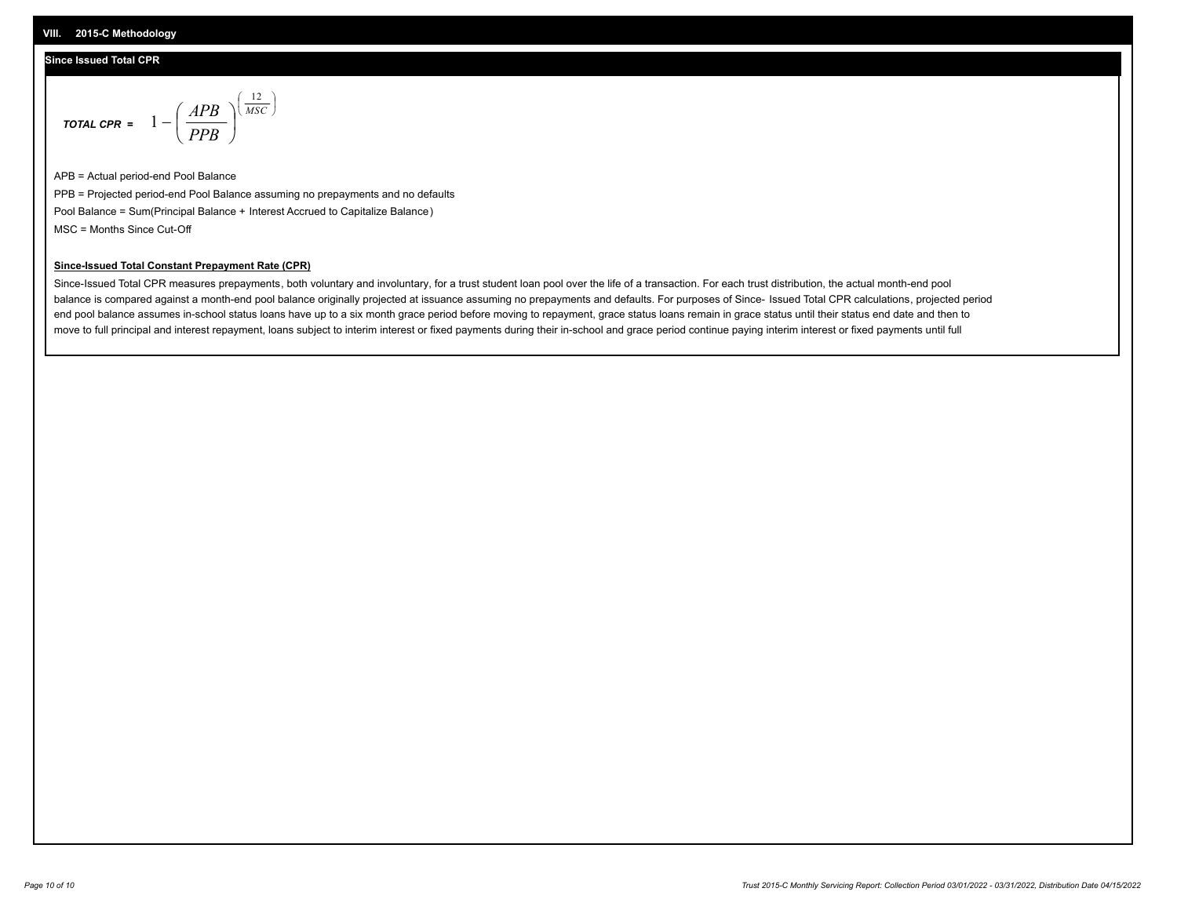## VIII. 2015-C Methodology

### Since Issued Total CPR

$$\textit{TOTAL CPR} = 1 - \left(\frac{APB}{PPB}\right)^{\left(\frac{12}{MSC}\right)}$$

APB = Actual period-end Pool Balance

PPB = Projected period-end Pool Balance assuming no prepayments and no defaults

Pool Balance = Sum(Principal Balance + Interest Accrued to Capitalize Balance)

MSC = Months Since Cut-Off

**Since-Issued Total Constant Prepayment Rate (CPR)**

Since-Issued Total CPR measures prepayments, both voluntary and involuntary, for a trust student loan pool over the life of a transaction. For each trust distribution, the actual month-end pool balance is compared against a month-end pool balance originally projected at issuance assuming no prepayments and defaults. For purposes of Since- Issued Total CPR calculations, projected period end pool balance assumes in-school status loans have up to a six month grace period before moving to repayment, grace status loans remain in grace status until their status end date and then to move to full principal and interest repayment, loans subject to interim interest or fixed payments during their in-school and grace period continue paying interim interest or fixed payments until full